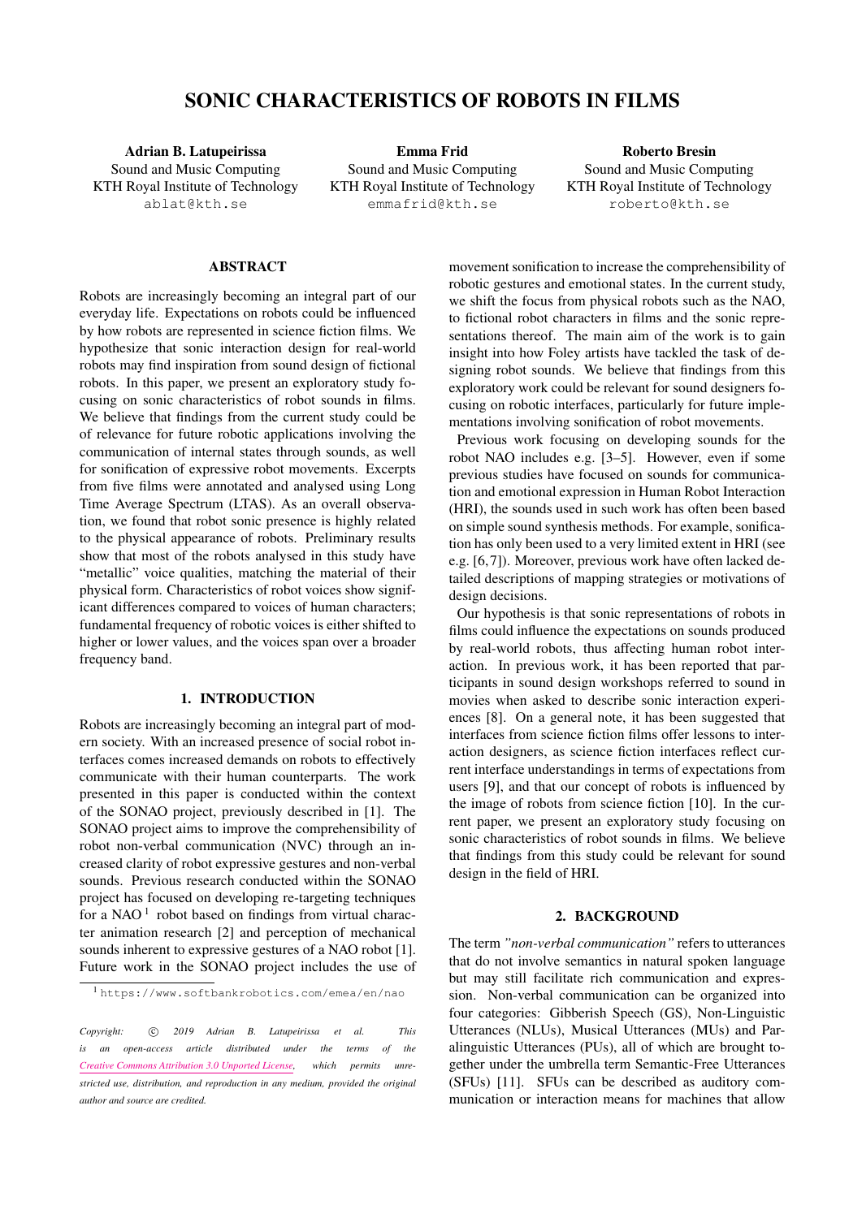# SONIC CHARACTERISTICS OF ROBOTS IN FILMS

**Adrian B. Latupeirissa**
Sound and Music Computing
KTH Royal Institute of Technology
ablat@kth.se

**Emma Frid**
Sound and Music Computing
KTH Royal Institute of Technology
emmafrid@kth.se

**Roberto Bresin**
Sound and Music Computing
KTH Royal Institute of Technology
roberto@kth.se

## ABSTRACT

Robots are increasingly becoming an integral part of our everyday life. Expectations on robots could be influenced by how robots are represented in science fiction films. We hypothesize that sonic interaction design for real-world robots may find inspiration from sound design of fictional robots. In this paper, we present an exploratory study focusing on sonic characteristics of robot sounds in films. We believe that findings from the current study could be of relevance for future robotic applications involving the communication of internal states through sounds, as well for sonification of expressive robot movements. Excerpts from five films were annotated and analysed using Long Time Average Spectrum (LTAS). As an overall observation, we found that robot sonic presence is highly related to the physical appearance of robots. Preliminary results show that most of the robots analysed in this study have "metallic" voice qualities, matching the material of their physical form. Characteristics of robot voices show significant differences compared to voices of human characters; fundamental frequency of robotic voices is either shifted to higher or lower values, and the voices span over a broader frequency band.

## 1. INTRODUCTION

Robots are increasingly becoming an integral part of modern society. With an increased presence of social robot interfaces comes increased demands on robots to effectively communicate with their human counterparts. The work presented in this paper is conducted within the context of the SONAO project, previously described in [1]. The SONAO project aims to improve the comprehensibility of robot non-verbal communication (NVC) through an increased clarity of robot expressive gestures and non-verbal sounds. Previous research conducted within the SONAO project has focused on developing re-targeting techniques for a NAO [1] robot based on findings from virtual character animation research [2] and perception of mechanical sounds inherent to expressive gestures of a NAO robot [1]. Future work in the SONAO project includes the use of movement sonification to increase the comprehensibility of robotic gestures and emotional states. In the current study, we shift the focus from physical robots such as the NAO, to fictional robot characters in films and the sonic representations thereof. The main aim of the work is to gain insight into how Foley artists have tackled the task of designing robot sounds. We believe that findings from this exploratory work could be relevant for sound designers focusing on robotic interfaces, particularly for future implementations involving sonification of robot movements.

Previous work focusing on developing sounds for the robot NAO includes e.g. [3–5]. However, even if some previous studies have focused on sounds for communication and emotional expression in Human Robot Interaction (HRI), the sounds used in such work has often been based on simple sound synthesis methods. For example, sonification has only been used to a very limited extent in HRI (see e.g. [6,7]). Moreover, previous work have often lacked detailed descriptions of mapping strategies or motivations of design decisions.

Our hypothesis is that sonic representations of robots in films could influence the expectations on sounds produced by real-world robots, thus affecting human robot interaction. In previous work, it has been reported that participants in sound design workshops referred to sound in movies when asked to describe sonic interaction experiences [8]. On a general note, it has been suggested that interfaces from science fiction films offer lessons to interaction designers, as science fiction interfaces reflect current interface understandings in terms of expectations from users [9], and that our concept of robots is influenced by the image of robots from science fiction [10]. In the current paper, we present an exploratory study focusing on sonic characteristics of robot sounds in films. We believe that findings from this study could be relevant for sound design in the field of HRI.

## 2. BACKGROUND

The term *"non-verbal communication"* refers to utterances that do not involve semantics in natural spoken language but may still facilitate rich communication and expression. Non-verbal communication can be organized into four categories: Gibberish Speech (GS), Non-Linguistic Utterances (NLUs), Musical Utterances (MUs) and Paralinguistic Utterances (PUs), all of which are brought together under the umbrella term Semantic-Free Utterances (SFUs) [11]. SFUs can be described as auditory communication or interaction means for machines that allow

[1] https://www.softbankrobotics.com/emea/en/nao

*Copyright: © 2019 Adrian B. Latupeirissa et al. This is an open-access article distributed under the terms of the Creative Commons Attribution 3.0 Unported License, which permits unrestricted use, distribution, and reproduction in any medium, provided the original author and source are credited.*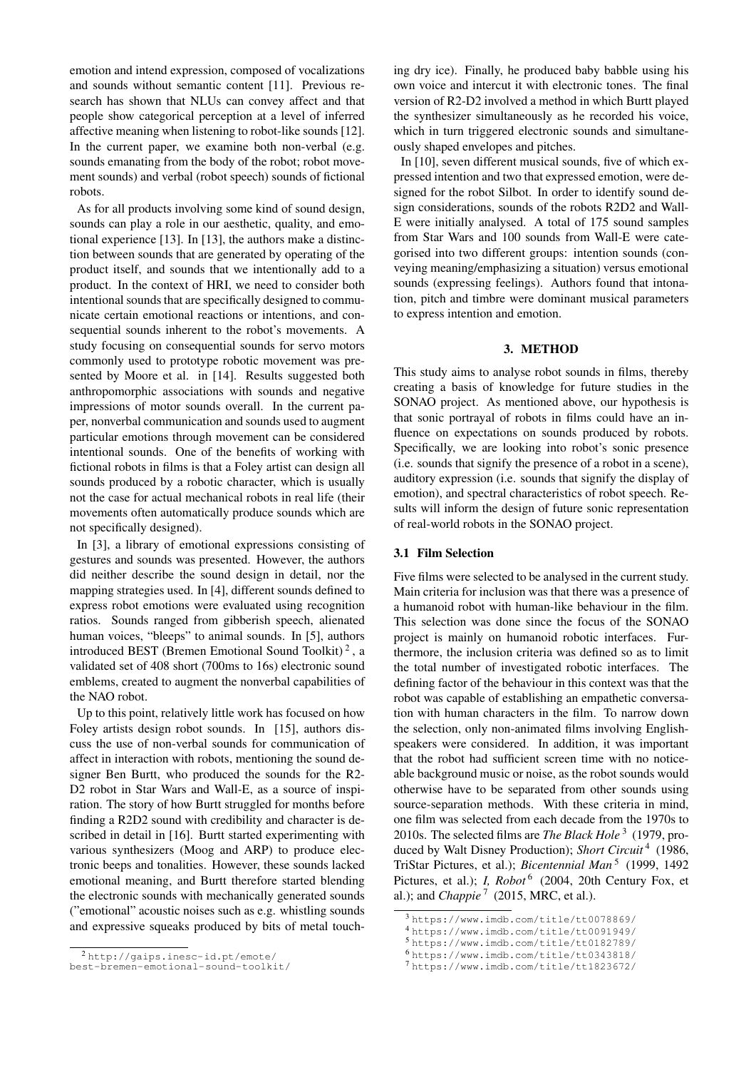emotion and intend expression, composed of vocalizations and sounds without semantic content [11]. Previous research has shown that NLUs can convey affect and that people show categorical perception at a level of inferred affective meaning when listening to robot-like sounds [12]. In the current paper, we examine both non-verbal (e.g. sounds emanating from the body of the robot; robot movement sounds) and verbal (robot speech) sounds of fictional robots.

As for all products involving some kind of sound design, sounds can play a role in our aesthetic, quality, and emotional experience [13]. In [13], the authors make a distinction between sounds that are generated by operating of the product itself, and sounds that we intentionally add to a product. In the context of HRI, we need to consider both intentional sounds that are specifically designed to communicate certain emotional reactions or intentions, and consequential sounds inherent to the robot's movements. A study focusing on consequential sounds for servo motors commonly used to prototype robotic movement was presented by Moore et al. in [14]. Results suggested both anthropomorphic associations with sounds and negative impressions of motor sounds overall. In the current paper, nonverbal communication and sounds used to augment particular emotions through movement can be considered intentional sounds. One of the benefits of working with fictional robots in films is that a Foley artist can design all sounds produced by a robotic character, which is usually not the case for actual mechanical robots in real life (their movements often automatically produce sounds which are not specifically designed).

In [3], a library of emotional expressions consisting of gestures and sounds was presented. However, the authors did neither describe the sound design in detail, nor the mapping strategies used. In [4], different sounds defined to express robot emotions were evaluated using recognition ratios. Sounds ranged from gibberish speech, alienated human voices, "bleeps" to animal sounds. In [5], authors introduced BEST (Bremen Emotional Sound Toolkit) [2], a validated set of 408 short (700ms to 16s) electronic sound emblems, created to augment the nonverbal capabilities of the NAO robot.

Up to this point, relatively little work has focused on how Foley artists design robot sounds. In [15], authors discuss the use of non-verbal sounds for communication of affect in interaction with robots, mentioning the sound designer Ben Burtt, who produced the sounds for the R2-D2 robot in Star Wars and Wall-E, as a source of inspiration. The story of how Burtt struggled for months before finding a R2D2 sound with credibility and character is described in detail in [16]. Burtt started experimenting with various synthesizers (Moog and ARP) to produce electronic beeps and tonalities. However, these sounds lacked emotional meaning, and Burtt therefore started blending the electronic sounds with mechanically generated sounds ("emotional" acoustic noises such as e.g. whistling sounds and expressive squeaks produced by bits of metal touching dry ice). Finally, he produced baby babble using his own voice and intercut it with electronic tones. The final version of R2-D2 involved a method in which Burtt played the synthesizer simultaneously as he recorded his voice, which in turn triggered electronic sounds and simultaneously shaped envelopes and pitches.

In [10], seven different musical sounds, five of which expressed intention and two that expressed emotion, were designed for the robot Silbot. In order to identify sound design considerations, sounds of the robots R2D2 and Wall-E were initially analysed. A total of 175 sound samples from Star Wars and 100 sounds from Wall-E were categorised into two different groups: intention sounds (conveying meaning/emphasizing a situation) versus emotional sounds (expressing feelings). Authors found that intonation, pitch and timbre were dominant musical parameters to express intention and emotion.

## 3. METHOD

This study aims to analyse robot sounds in films, thereby creating a basis of knowledge for future studies in the SONAO project. As mentioned above, our hypothesis is that sonic portrayal of robots in films could have an influence on expectations on sounds produced by robots. Specifically, we are looking into robot's sonic presence (i.e. sounds that signify the presence of a robot in a scene), auditory expression (i.e. sounds that signify the display of emotion), and spectral characteristics of robot speech. Results will inform the design of future sonic representation of real-world robots in the SONAO project.

### 3.1 Film Selection

Five films were selected to be analysed in the current study. Main criteria for inclusion was that there was a presence of a humanoid robot with human-like behaviour in the film. This selection was done since the focus of the SONAO project is mainly on humanoid robotic interfaces. Furthermore, the inclusion criteria was defined so as to limit the total number of investigated robotic interfaces. The defining factor of the behaviour in this context was that the robot was capable of establishing an empathetic conversation with human characters in the film. To narrow down the selection, only non-animated films involving English-speakers were considered. In addition, it was important that the robot had sufficient screen time with no noticeable background music or noise, as the robot sounds would otherwise have to be separated from other sounds using source-separation methods. With these criteria in mind, one film was selected from each decade from the 1970s to 2010s. The selected films are *The Black Hole* [3] (1979, produced by Walt Disney Production); *Short Circuit* [4] (1986, TriStar Pictures, et al.); *Bicentennial Man* [5] (1999, 1492 Pictures, et al.); *I, Robot* [6] (2004, 20th Century Fox, et al.); and *Chappie* [7] (2015, MRC, et al.).

---

[2] http://gaips.inesc-id.pt/emote/best-bremen-emotional-sound-toolkit/

[3] https://www.imdb.com/title/tt0078869/

[4] https://www.imdb.com/title/tt0091949/

[5] https://www.imdb.com/title/tt0182789/

[6] https://www.imdb.com/title/tt0343818/

[7] https://www.imdb.com/title/tt1823672/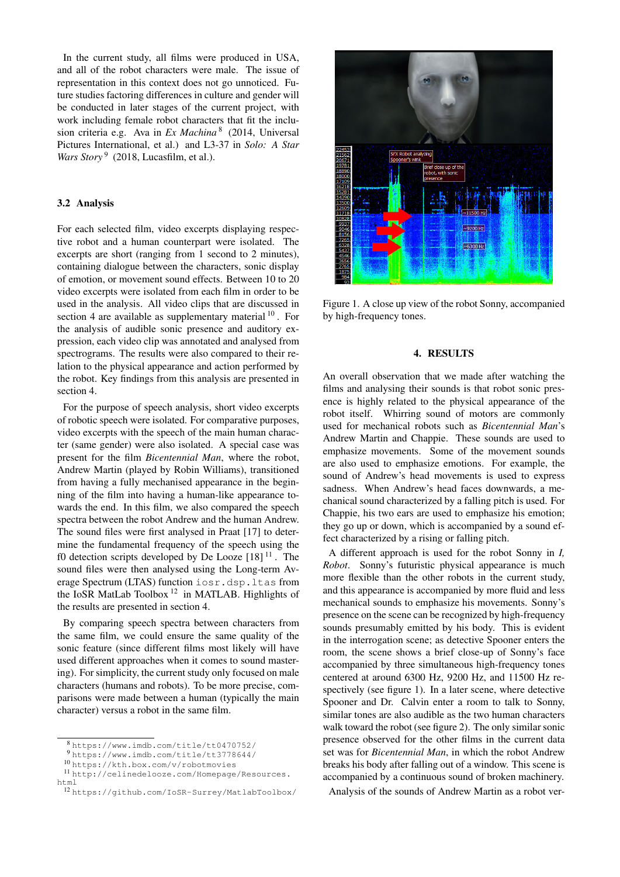In the current study, all films were produced in USA, and all of the robot characters were male. The issue of representation in this context does not go unnoticed. Future studies factoring differences in culture and gender will be conducted in later stages of the current project, with work including female robot characters that fit the inclusion criteria e.g. Ava in *Ex Machina*[8] (2014, Universal Pictures International, et al.) and L3-37 in *Solo: A Star Wars Story*[9] (2018, Lucasfilm, et al.).

### 3.2 Analysis

For each selected film, video excerpts displaying respective robot and a human counterpart were isolated. The excerpts are short (ranging from 1 second to 2 minutes), containing dialogue between the characters, sonic display of emotion, or movement sound effects. Between 10 to 20 video excerpts were isolated from each film in order to be used in the analysis. All video clips that are discussed in section 4 are available as supplementary material[10]. For the analysis of audible sonic presence and auditory expression, each video clip was annotated and analysed from spectrograms. The results were also compared to their relation to the physical appearance and action performed by the robot. Key findings from this analysis are presented in section 4.

For the purpose of speech analysis, short video excerpts of robotic speech were isolated. For comparative purposes, video excerpts with the speech of the main human character (same gender) were also isolated. A special case was present for the film *Bicentennial Man*, where the robot, Andrew Martin (played by Robin Williams), transitioned from having a fully mechanised appearance in the beginning of the film into having a human-like appearance towards the end. In this film, we also compared the speech spectra between the robot Andrew and the human Andrew. The sound files were first analysed in Praat [17] to determine the fundamental frequency of the speech using the f0 detection scripts developed by De Looze [18][11]. The sound files were then analysed using the Long-term Average Spectrum (LTAS) function `iosr.dsp.ltas` from the IoSR MatLab Toolbox[12] in MATLAB. Highlights of the results are presented in section 4.

By comparing speech spectra between characters from the same film, we could ensure the same quality of the sonic feature (since different films most likely will have used different approaches when it comes to sound mastering). For simplicity, the current study only focused on male characters (humans and robots). To be more precise, comparisons were made between a human (typically the main character) versus a robot in the same film.

[8] https://www.imdb.com/title/tt0470752/

[9] https://www.imdb.com/title/tt3778644/

[10] https://kth.box.com/v/robotmovies

[11] http://celinedelooze.com/Homepage/Resources.html

[12] https://github.com/IoSR-Surrey/MatlabToolbox/

Figure 1. A close up view of the robot Sonny, accompanied by high-frequency tones.

## 4. RESULTS

An overall observation that we made after watching the films and analysing their sounds is that robot sonic presence is highly related to the physical appearance of the robot itself. Whirring sound of motors are commonly used for mechanical robots such as *Bicentennial Man*'s Andrew Martin and Chappie. These sounds are used to emphasize movements. Some of the movement sounds are also used to emphasize emotions. For example, the sound of Andrew's head movements is used to express sadness. When Andrew's head faces downwards, a mechanical sound characterized by a falling pitch is used. For Chappie, his two ears are used to emphasize his emotion; they go up or down, which is accompanied by a sound effect characterized by a rising or falling pitch.

A different approach is used for the robot Sonny in *I, Robot*. Sonny's futuristic physical appearance is much more flexible than the other robots in the current study, and this appearance is accompanied by more fluid and less mechanical sounds to emphasize his movements. Sonny's presence on the scene can be recognized by high-frequency sounds presumably emitted by his body. This is evident in the interrogation scene; as detective Spooner enters the room, the scene shows a brief close-up of Sonny's face accompanied by three simultaneous high-frequency tones centered at around 6300 Hz, 9200 Hz, and 11500 Hz respectively (see figure 1). In a later scene, where detective Spooner and Dr. Calvin enter a room to talk to Sonny, similar tones are also audible as the two human characters walk toward the robot (see figure 2). The only similar sonic presence observed for the other films in the current data set was for *Bicentennial Man*, in which the robot Andrew breaks his body after falling out of a window. This scene is accompanied by a continuous sound of broken machinery.

Analysis of the sounds of Andrew Martin as a robot ver-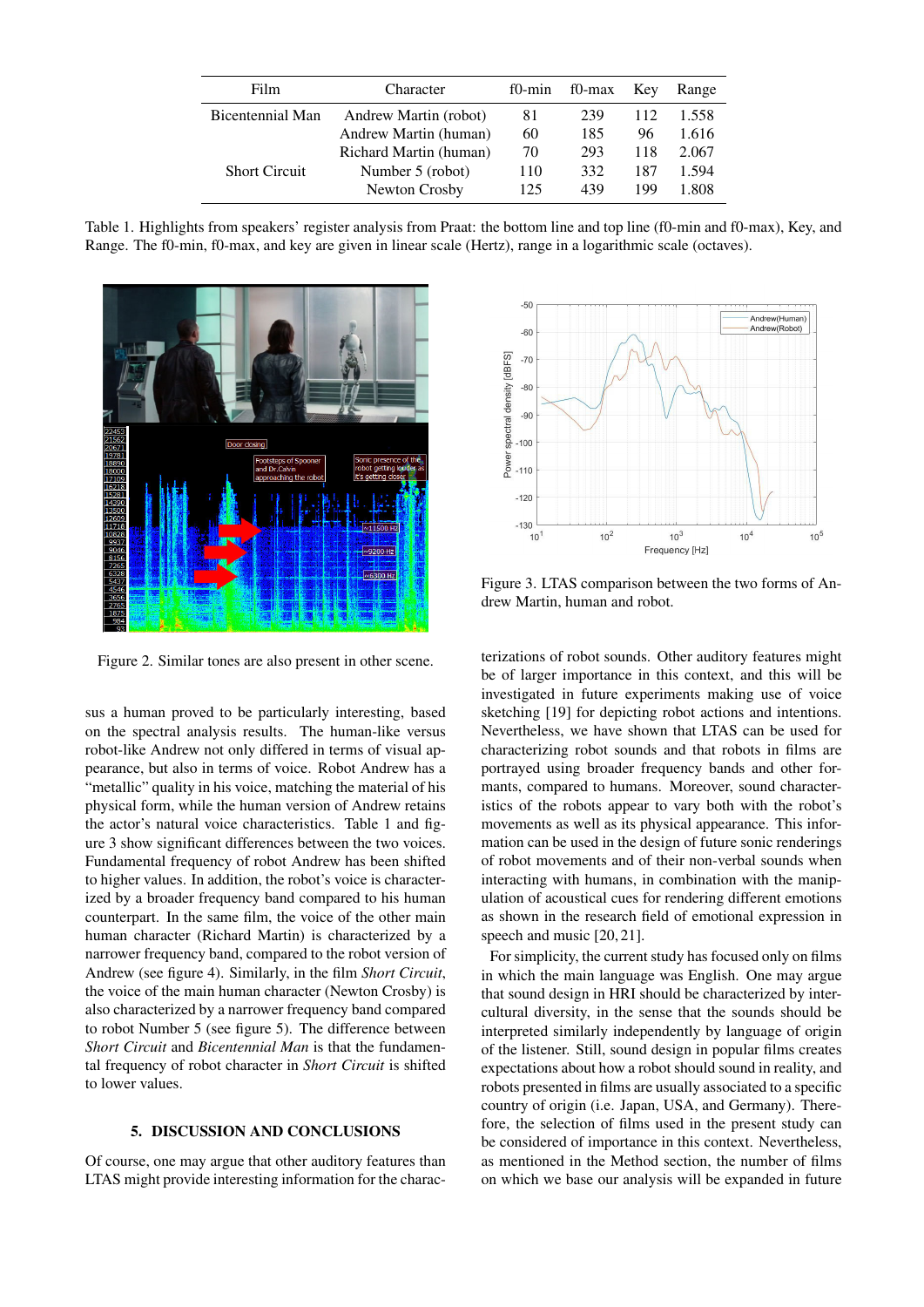| Film | Character | f0-min | f0-max | Key | Range |
|---|---|---|---|---|---|
| Bicentennial Man | Andrew Martin (robot) | 81 | 239 | 112 | 1.558 |
| | Andrew Martin (human) | 60 | 185 | 96 | 1.616 |
| | Richard Martin (human) | 70 | 293 | 118 | 2.067 |
| Short Circuit | Number 5 (robot) | 110 | 332 | 187 | 1.594 |
| | Newton Crosby | 125 | 439 | 199 | 1.808 |

Table 1. Highlights from speakers' register analysis from Praat: the bottom line and top line (f0-min and f0-max), Key, and Range. The f0-min, f0-max, and key are given in linear scale (Hertz), range in a logarithmic scale (octaves).

Figure 2. Similar tones are also present in other scene.

Figure 3. LTAS comparison between the two forms of Andrew Martin, human and robot.

sus a human proved to be particularly interesting, based on the spectral analysis results. The human-like versus robot-like Andrew not only differed in terms of visual appearance, but also in terms of voice. Robot Andrew has a "metallic" quality in his voice, matching the material of his physical form, while the human version of Andrew retains the actor's natural voice characteristics. Table 1 and figure 3 show significant differences between the two voices. Fundamental frequency of robot Andrew has been shifted to higher values. In addition, the robot's voice is characterized by a broader frequency band compared to his human counterpart. In the same film, the voice of the other main human character (Richard Martin) is characterized by a narrower frequency band, compared to the robot version of Andrew (see figure 4). Similarly, in the film *Short Circuit*, the voice of the main human character (Newton Crosby) is also characterized by a narrower frequency band compared to robot Number 5 (see figure 5). The difference between *Short Circuit* and *Bicentennial Man* is that the fundamental frequency of robot character in *Short Circuit* is shifted to lower values.

## 5. DISCUSSION AND CONCLUSIONS

Of course, one may argue that other auditory features than LTAS might provide interesting information for the characterizations of robot sounds. Other auditory features might be of larger importance in this context, and this will be investigated in future experiments making use of voice sketching [19] for depicting robot actions and intentions. Nevertheless, we have shown that LTAS can be used for characterizing robot sounds and that robots in films are portrayed using broader frequency bands and other formants, compared to humans. Moreover, sound characteristics of the robots appear to vary both with the robot's movements as well as its physical appearance. This information can be used in the design of future sonic renderings of robot movements and of their non-verbal sounds when interacting with humans, in combination with the manipulation of acoustical cues for rendering different emotions as shown in the research field of emotional expression in speech and music [20, 21].

For simplicity, the current study has focused only on films in which the main language was English. One may argue that sound design in HRI should be characterized by intercultural diversity, in the sense that the sounds should be interpreted similarly independently by language of origin of the listener. Still, sound design in popular films creates expectations about how a robot should sound in reality, and robots presented in films are usually associated to a specific country of origin (i.e. Japan, USA, and Germany). Therefore, the selection of films used in the present study can be considered of importance in this context. Nevertheless, as mentioned in the Method section, the number of films on which we base our analysis will be expanded in future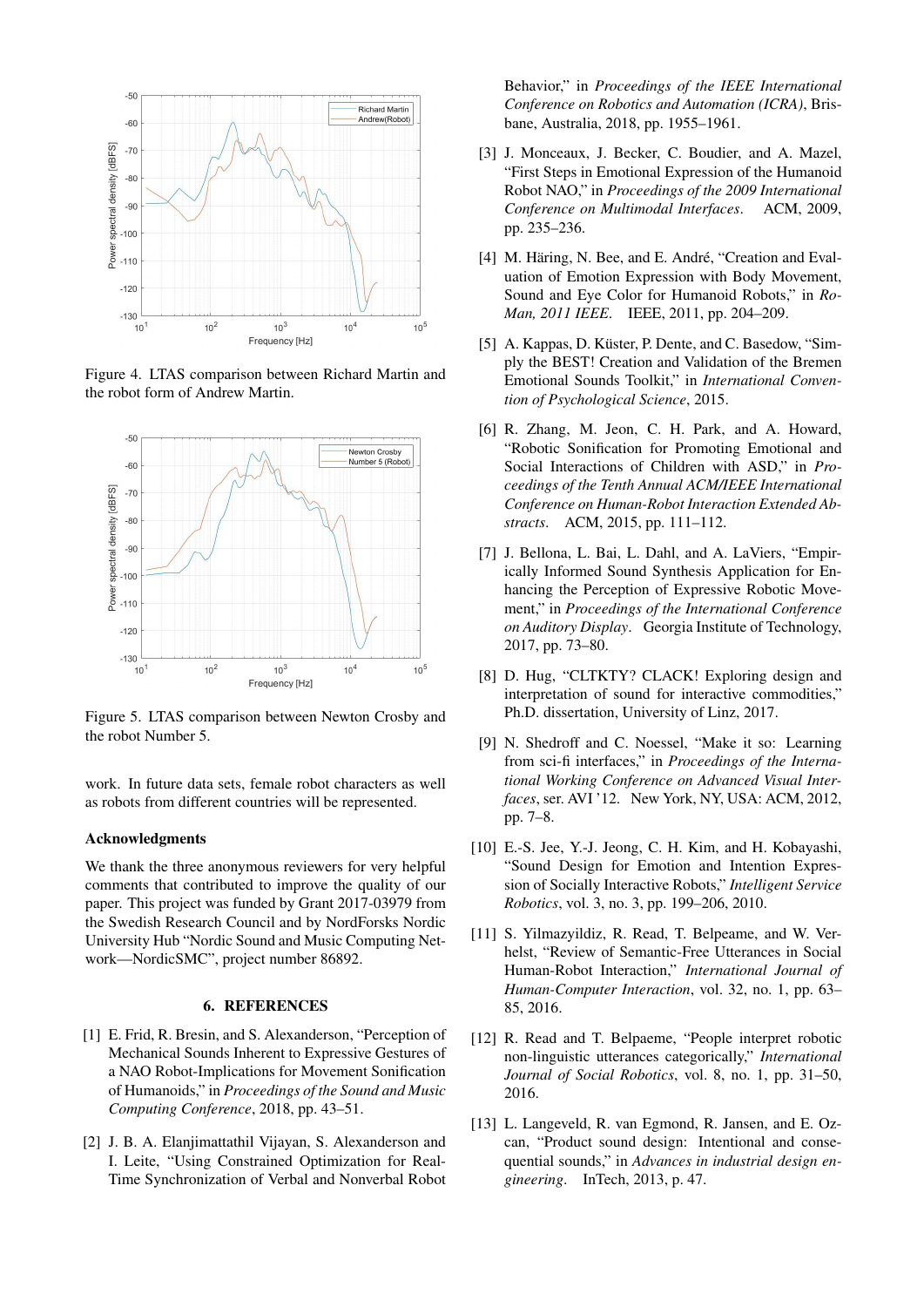Figure 4. LTAS comparison between Richard Martin and the robot form of Andrew Martin.

Figure 5. LTAS comparison between Newton Crosby and the robot Number 5.

work. In future data sets, female robot characters as well as robots from different countries will be represented.

### Acknowledgments

We thank the three anonymous reviewers for very helpful comments that contributed to improve the quality of our paper. This project was funded by Grant 2017-03979 from the Swedish Research Council and by NordForsks Nordic University Hub "Nordic Sound and Music Computing Network—NordicSMC", project number 86892.

## 6. REFERENCES

[1] E. Frid, R. Bresin, and S. Alexanderson, "Perception of Mechanical Sounds Inherent to Expressive Gestures of a NAO Robot-Implications for Movement Sonification of Humanoids," in *Proceedings of the Sound and Music Computing Conference*, 2018, pp. 43–51.

[2] J. B. A. Elanjimattathil Vijayan, S. Alexanderson and I. Leite, "Using Constrained Optimization for Real-Time Synchronization of Verbal and Nonverbal Robot Behavior," in *Proceedings of the IEEE International Conference on Robotics and Automation (ICRA)*, Brisbane, Australia, 2018, pp. 1955–1961.

[3] J. Monceaux, J. Becker, C. Boudier, and A. Mazel, "First Steps in Emotional Expression of the Humanoid Robot NAO," in *Proceedings of the 2009 International Conference on Multimodal Interfaces*. ACM, 2009, pp. 235–236.

[4] M. Häring, N. Bee, and E. André, "Creation and Evaluation of Emotion Expression with Body Movement, Sound and Eye Color for Humanoid Robots," in *Ro-Man, 2011 IEEE*. IEEE, 2011, pp. 204–209.

[5] A. Kappas, D. Küster, P. Dente, and C. Basedow, "Simply the BEST! Creation and Validation of the Bremen Emotional Sounds Toolkit," in *International Convention of Psychological Science*, 2015.

[6] R. Zhang, M. Jeon, C. H. Park, and A. Howard, "Robotic Sonification for Promoting Emotional and Social Interactions of Children with ASD," in *Proceedings of the Tenth Annual ACM/IEEE International Conference on Human-Robot Interaction Extended Abstracts*. ACM, 2015, pp. 111–112.

[7] J. Bellona, L. Bai, L. Dahl, and A. LaViers, "Empirically Informed Sound Synthesis Application for Enhancing the Perception of Expressive Robotic Movement," in *Proceedings of the International Conference on Auditory Display*. Georgia Institute of Technology, 2017, pp. 73–80.

[8] D. Hug, "CLTKTY? CLACK! Exploring design and interpretation of sound for interactive commodities," Ph.D. dissertation, University of Linz, 2017.

[9] N. Shedroff and C. Noessel, "Make it so: Learning from sci-fi interfaces," in *Proceedings of the International Working Conference on Advanced Visual Interfaces*, ser. AVI '12. New York, NY, USA: ACM, 2012, pp. 7–8.

[10] E.-S. Jee, Y.-J. Jeong, C. H. Kim, and H. Kobayashi, "Sound Design for Emotion and Intention Expression of Socially Interactive Robots," *Intelligent Service Robotics*, vol. 3, no. 3, pp. 199–206, 2010.

[11] S. Yilmazyildiz, R. Read, T. Belpeame, and W. Verhelst, "Review of Semantic-Free Utterances in Social Human-Robot Interaction," *International Journal of Human-Computer Interaction*, vol. 32, no. 1, pp. 63–85, 2016.

[12] R. Read and T. Belpaeme, "People interpret robotic non-linguistic utterances categorically," *International Journal of Social Robotics*, vol. 8, no. 1, pp. 31–50, 2016.

[13] L. Langeveld, R. van Egmond, R. Jansen, and E. Ozcan, "Product sound design: Intentional and consequential sounds," in *Advances in industrial design engineering*. InTech, 2013, p. 47.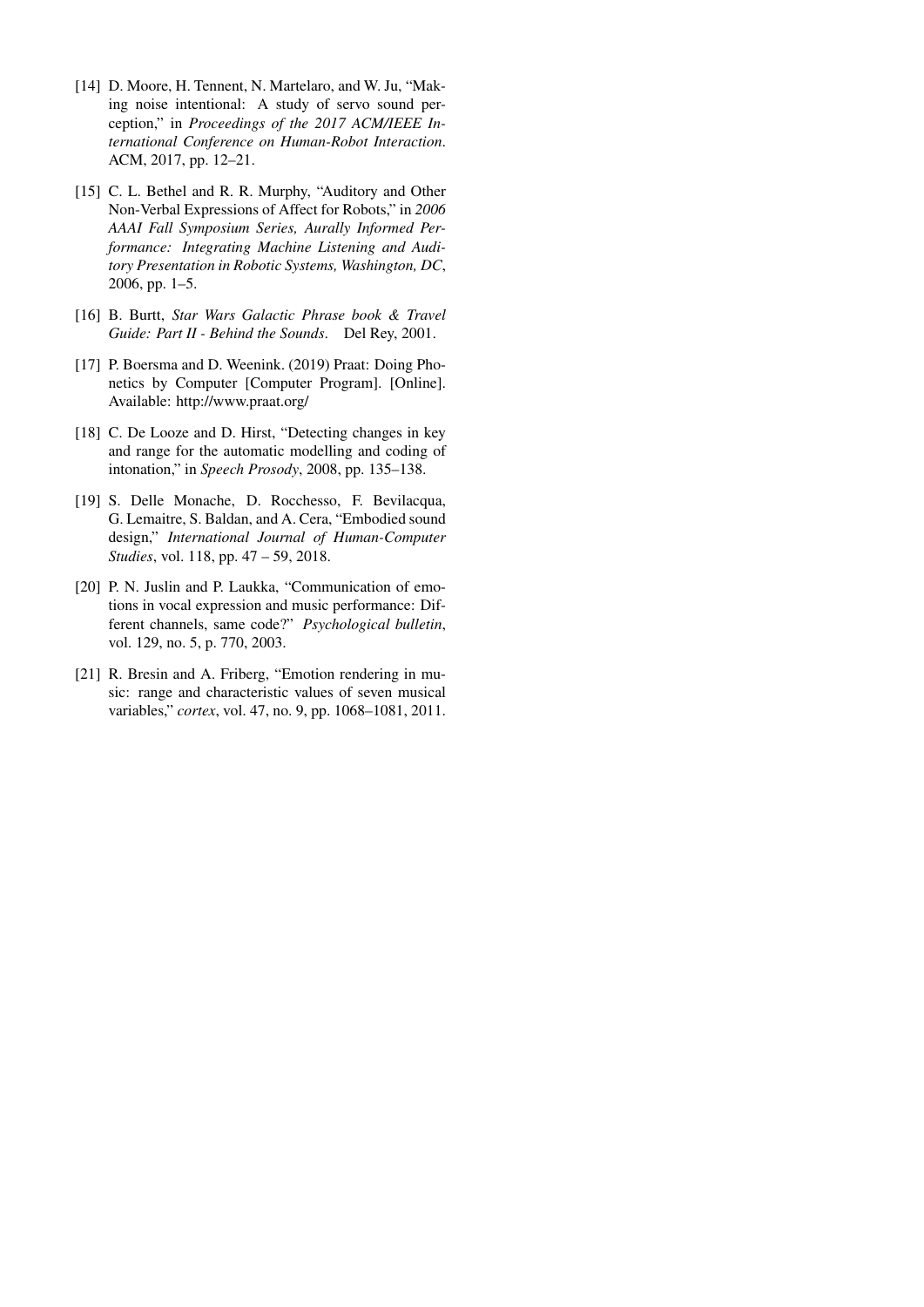[14] D. Moore, H. Tennent, N. Martelaro, and W. Ju, "Making noise intentional: A study of servo sound perception," in *Proceedings of the 2017 ACM/IEEE International Conference on Human-Robot Interaction*. ACM, 2017, pp. 12–21.

[15] C. L. Bethel and R. R. Murphy, "Auditory and Other Non-Verbal Expressions of Affect for Robots," in *2006 AAAI Fall Symposium Series, Aurally Informed Performance: Integrating Machine Listening and Auditory Presentation in Robotic Systems, Washington, DC*, 2006, pp. 1–5.

[16] B. Burtt, *Star Wars Galactic Phrase book & Travel Guide: Part II - Behind the Sounds*. Del Rey, 2001.

[17] P. Boersma and D. Weenink. (2019) Praat: Doing Phonetics by Computer [Computer Program]. [Online]. Available: http://www.praat.org/

[18] C. De Looze and D. Hirst, "Detecting changes in key and range for the automatic modelling and coding of intonation," in *Speech Prosody*, 2008, pp. 135–138.

[19] S. Delle Monache, D. Rocchesso, F. Bevilacqua, G. Lemaitre, S. Baldan, and A. Cera, "Embodied sound design," *International Journal of Human-Computer Studies*, vol. 118, pp. 47 – 59, 2018.

[20] P. N. Juslin and P. Laukka, "Communication of emotions in vocal expression and music performance: Different channels, same code?" *Psychological bulletin*, vol. 129, no. 5, p. 770, 2003.

[21] R. Bresin and A. Friberg, "Emotion rendering in music: range and characteristic values of seven musical variables," *cortex*, vol. 47, no. 9, pp. 1068–1081, 2011.